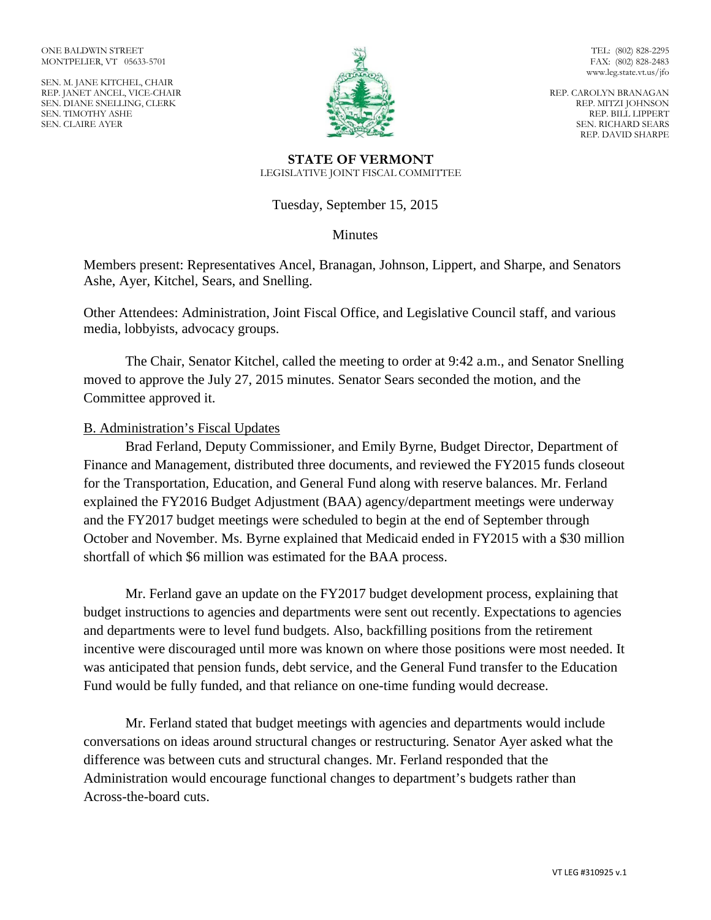ONE BALDWIN STREET
MONTPELIER, VT 05633-5701

SEN. M. JANE KITCHEL, CHAIR
REP. JANET ANCEL, VICE-CHAIR
SEN. DIANE SNELLING, CLERK
SEN. TIMOTHY ASHE
SEN. CLAIRE AYER

TEL: (802) 828-2295
FAX: (802) 828-2483
www.leg.state.vt.us/jfo

REP. CAROLYN BRANAGAN
REP. MITZI JOHNSON
REP. BILL LIPPERT
SEN. RICHARD SEARS
REP. DAVID SHARPE

**STATE OF VERMONT**
LEGISLATIVE JOINT FISCAL COMMITTEE

Tuesday, September 15, 2015

Minutes

Members present: Representatives Ancel, Branagan, Johnson, Lippert, and Sharpe, and Senators Ashe, Ayer, Kitchel, Sears, and Snelling.

Other Attendees: Administration, Joint Fiscal Office, and Legislative Council staff, and various media, lobbyists, advocacy groups.

The Chair, Senator Kitchel, called the meeting to order at 9:42 a.m., and Senator Snelling moved to approve the July 27, 2015 minutes. Senator Sears seconded the motion, and the Committee approved it.

B. Administration's Fiscal Updates

Brad Ferland, Deputy Commissioner, and Emily Byrne, Budget Director, Department of Finance and Management, distributed three documents, and reviewed the FY2015 funds closeout for the Transportation, Education, and General Fund along with reserve balances. Mr. Ferland explained the FY2016 Budget Adjustment (BAA) agency/department meetings were underway and the FY2017 budget meetings were scheduled to begin at the end of September through October and November. Ms. Byrne explained that Medicaid ended in FY2015 with a $30 million shortfall of which $6 million was estimated for the BAA process.

Mr. Ferland gave an update on the FY2017 budget development process, explaining that budget instructions to agencies and departments were sent out recently. Expectations to agencies and departments were to level fund budgets. Also, backfilling positions from the retirement incentive were discouraged until more was known on where those positions were most needed. It was anticipated that pension funds, debt service, and the General Fund transfer to the Education Fund would be fully funded, and that reliance on one-time funding would decrease.

Mr. Ferland stated that budget meetings with agencies and departments would include conversations on ideas around structural changes or restructuring. Senator Ayer asked what the difference was between cuts and structural changes. Mr. Ferland responded that the Administration would encourage functional changes to department's budgets rather than Across-the-board cuts.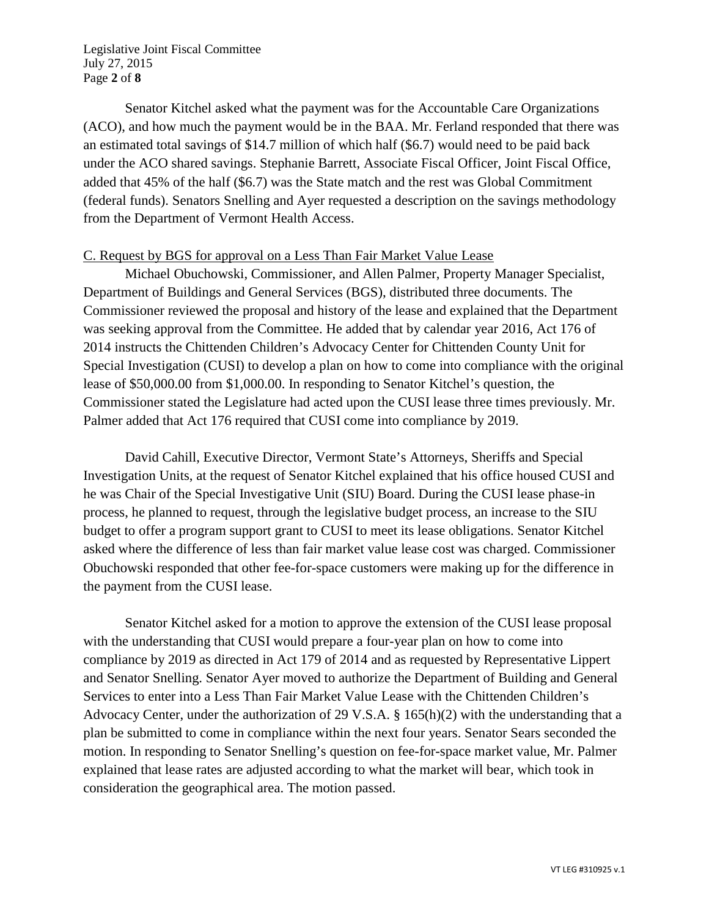Senator Kitchel asked what the payment was for the Accountable Care Organizations (ACO), and how much the payment would be in the BAA. Mr. Ferland responded that there was an estimated total savings of $14.7 million of which half ($6.7) would need to be paid back under the ACO shared savings. Stephanie Barrett, Associate Fiscal Officer, Joint Fiscal Office, added that 45% of the half ($6.7) was the State match and the rest was Global Commitment (federal funds). Senators Snelling and Ayer requested a description on the savings methodology from the Department of Vermont Health Access.

C. Request by BGS for approval on a Less Than Fair Market Value Lease

Michael Obuchowski, Commissioner, and Allen Palmer, Property Manager Specialist, Department of Buildings and General Services (BGS), distributed three documents. The Commissioner reviewed the proposal and history of the lease and explained that the Department was seeking approval from the Committee. He added that by calendar year 2016, Act 176 of 2014 instructs the Chittenden Children's Advocacy Center for Chittenden County Unit for Special Investigation (CUSI) to develop a plan on how to come into compliance with the original lease of $50,000.00 from $1,000.00. In responding to Senator Kitchel's question, the Commissioner stated the Legislature had acted upon the CUSI lease three times previously. Mr. Palmer added that Act 176 required that CUSI come into compliance by 2019.

David Cahill, Executive Director, Vermont State's Attorneys, Sheriffs and Special Investigation Units, at the request of Senator Kitchel explained that his office housed CUSI and he was Chair of the Special Investigative Unit (SIU) Board. During the CUSI lease phase-in process, he planned to request, through the legislative budget process, an increase to the SIU budget to offer a program support grant to CUSI to meet its lease obligations. Senator Kitchel asked where the difference of less than fair market value lease cost was charged. Commissioner Obuchowski responded that other fee-for-space customers were making up for the difference in the payment from the CUSI lease.

Senator Kitchel asked for a motion to approve the extension of the CUSI lease proposal with the understanding that CUSI would prepare a four-year plan on how to come into compliance by 2019 as directed in Act 179 of 2014 and as requested by Representative Lippert and Senator Snelling. Senator Ayer moved to authorize the Department of Building and General Services to enter into a Less Than Fair Market Value Lease with the Chittenden Children's Advocacy Center, under the authorization of 29 V.S.A. § 165(h)(2) with the understanding that a plan be submitted to come in compliance within the next four years. Senator Sears seconded the motion. In responding to Senator Snelling's question on fee-for-space market value, Mr. Palmer explained that lease rates are adjusted according to what the market will bear, which took in consideration the geographical area. The motion passed.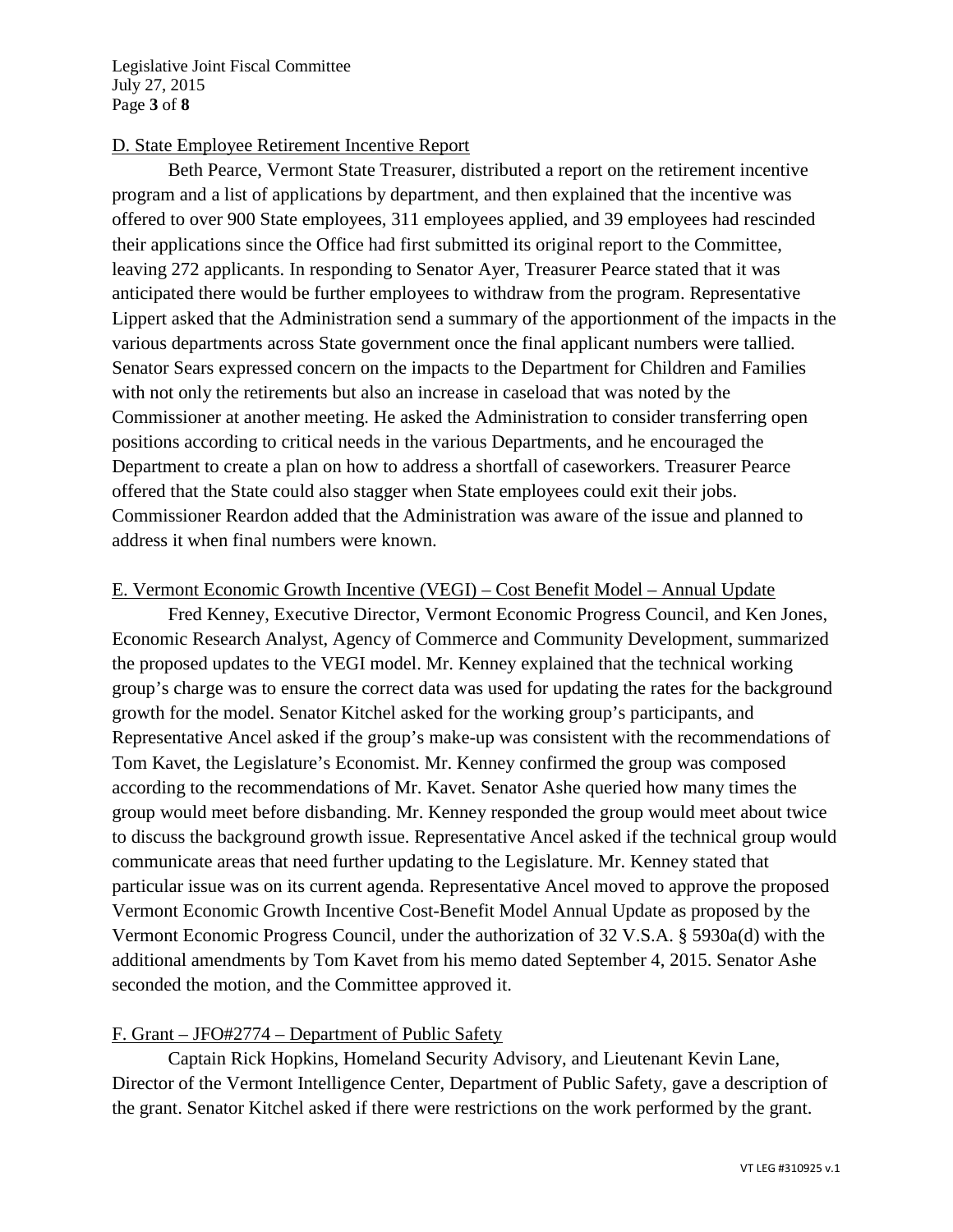D. State Employee Retirement Incentive Report

Beth Pearce, Vermont State Treasurer, distributed a report on the retirement incentive program and a list of applications by department, and then explained that the incentive was offered to over 900 State employees, 311 employees applied, and 39 employees had rescinded their applications since the Office had first submitted its original report to the Committee, leaving 272 applicants. In responding to Senator Ayer, Treasurer Pearce stated that it was anticipated there would be further employees to withdraw from the program. Representative Lippert asked that the Administration send a summary of the apportionment of the impacts in the various departments across State government once the final applicant numbers were tallied. Senator Sears expressed concern on the impacts to the Department for Children and Families with not only the retirements but also an increase in caseload that was noted by the Commissioner at another meeting. He asked the Administration to consider transferring open positions according to critical needs in the various Departments, and he encouraged the Department to create a plan on how to address a shortfall of caseworkers. Treasurer Pearce offered that the State could also stagger when State employees could exit their jobs. Commissioner Reardon added that the Administration was aware of the issue and planned to address it when final numbers were known.

E. Vermont Economic Growth Incentive (VEGI) – Cost Benefit Model – Annual Update

Fred Kenney, Executive Director, Vermont Economic Progress Council, and Ken Jones, Economic Research Analyst, Agency of Commerce and Community Development, summarized the proposed updates to the VEGI model. Mr. Kenney explained that the technical working group's charge was to ensure the correct data was used for updating the rates for the background growth for the model. Senator Kitchel asked for the working group's participants, and Representative Ancel asked if the group's make-up was consistent with the recommendations of Tom Kavet, the Legislature's Economist. Mr. Kenney confirmed the group was composed according to the recommendations of Mr. Kavet. Senator Ashe queried how many times the group would meet before disbanding. Mr. Kenney responded the group would meet about twice to discuss the background growth issue. Representative Ancel asked if the technical group would communicate areas that need further updating to the Legislature. Mr. Kenney stated that particular issue was on its current agenda. Representative Ancel moved to approve the proposed Vermont Economic Growth Incentive Cost-Benefit Model Annual Update as proposed by the Vermont Economic Progress Council, under the authorization of 32 V.S.A. § 5930a(d) with the additional amendments by Tom Kavet from his memo dated September 4, 2015. Senator Ashe seconded the motion, and the Committee approved it.

F. Grant – JFO#2774 – Department of Public Safety

Captain Rick Hopkins, Homeland Security Advisory, and Lieutenant Kevin Lane, Director of the Vermont Intelligence Center, Department of Public Safety, gave a description of the grant. Senator Kitchel asked if there were restrictions on the work performed by the grant.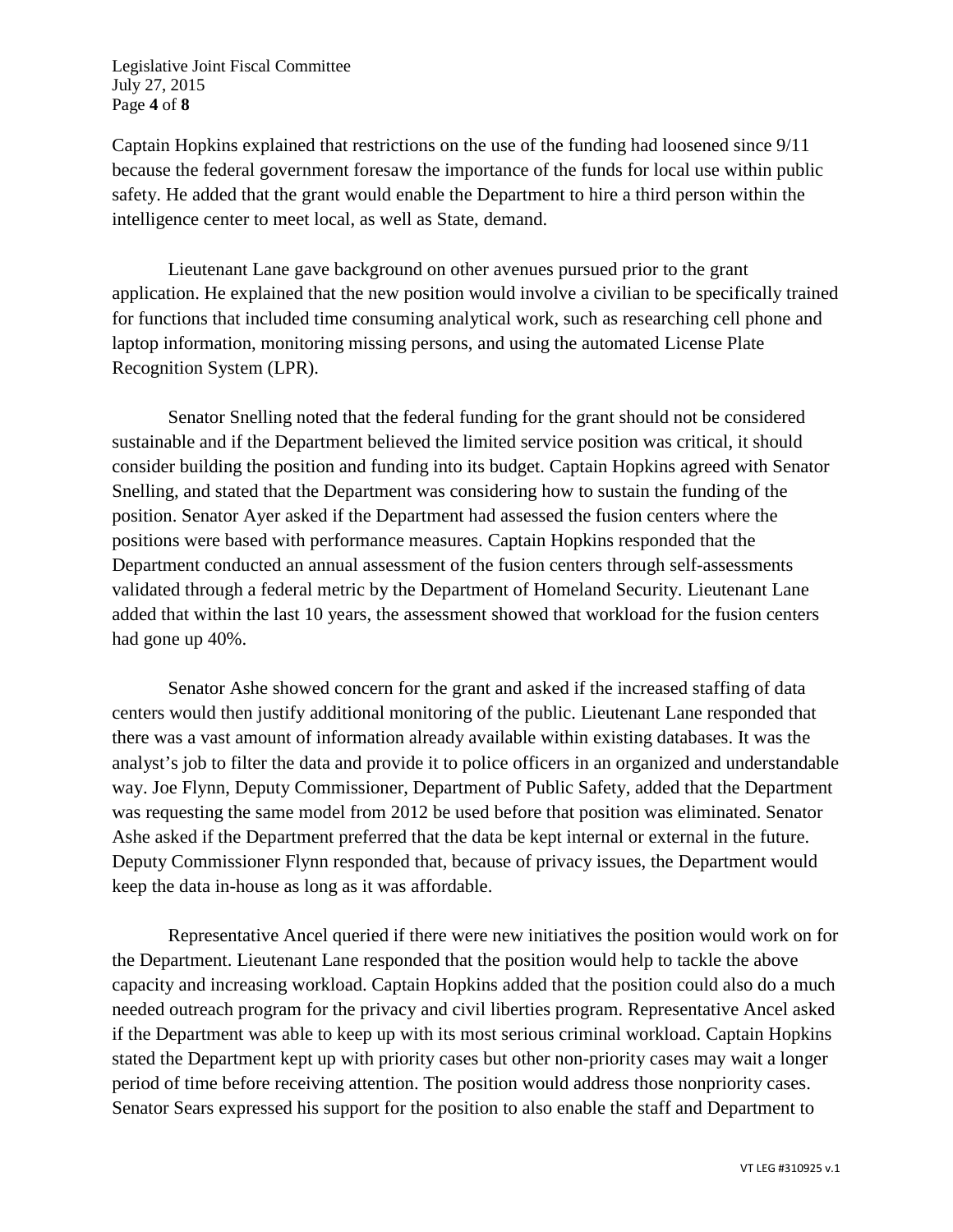Captain Hopkins explained that restrictions on the use of the funding had loosened since 9/11 because the federal government foresaw the importance of the funds for local use within public safety. He added that the grant would enable the Department to hire a third person within the intelligence center to meet local, as well as State, demand.

Lieutenant Lane gave background on other avenues pursued prior to the grant application. He explained that the new position would involve a civilian to be specifically trained for functions that included time consuming analytical work, such as researching cell phone and laptop information, monitoring missing persons, and using the automated License Plate Recognition System (LPR).

Senator Snelling noted that the federal funding for the grant should not be considered sustainable and if the Department believed the limited service position was critical, it should consider building the position and funding into its budget. Captain Hopkins agreed with Senator Snelling, and stated that the Department was considering how to sustain the funding of the position. Senator Ayer asked if the Department had assessed the fusion centers where the positions were based with performance measures. Captain Hopkins responded that the Department conducted an annual assessment of the fusion centers through self-assessments validated through a federal metric by the Department of Homeland Security. Lieutenant Lane added that within the last 10 years, the assessment showed that workload for the fusion centers had gone up 40%.

Senator Ashe showed concern for the grant and asked if the increased staffing of data centers would then justify additional monitoring of the public. Lieutenant Lane responded that there was a vast amount of information already available within existing databases. It was the analyst's job to filter the data and provide it to police officers in an organized and understandable way. Joe Flynn, Deputy Commissioner, Department of Public Safety, added that the Department was requesting the same model from 2012 be used before that position was eliminated. Senator Ashe asked if the Department preferred that the data be kept internal or external in the future. Deputy Commissioner Flynn responded that, because of privacy issues, the Department would keep the data in-house as long as it was affordable.

Representative Ancel queried if there were new initiatives the position would work on for the Department. Lieutenant Lane responded that the position would help to tackle the above capacity and increasing workload. Captain Hopkins added that the position could also do a much needed outreach program for the privacy and civil liberties program. Representative Ancel asked if the Department was able to keep up with its most serious criminal workload. Captain Hopkins stated the Department kept up with priority cases but other non-priority cases may wait a longer period of time before receiving attention. The position would address those nonpriority cases. Senator Sears expressed his support for the position to also enable the staff and Department to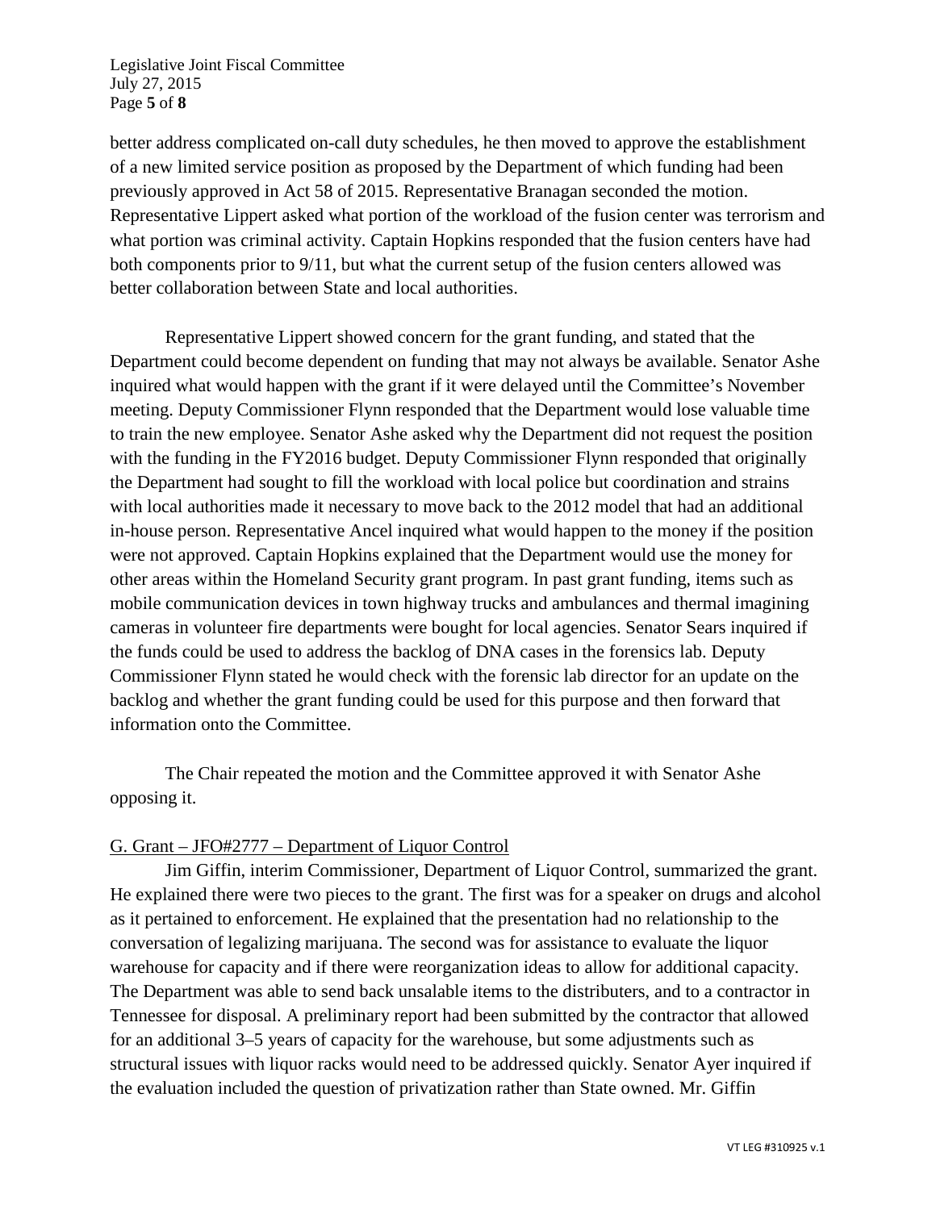better address complicated on-call duty schedules, he then moved to approve the establishment of a new limited service position as proposed by the Department of which funding had been previously approved in Act 58 of 2015. Representative Branagan seconded the motion. Representative Lippert asked what portion of the workload of the fusion center was terrorism and what portion was criminal activity. Captain Hopkins responded that the fusion centers have had both components prior to 9/11, but what the current setup of the fusion centers allowed was better collaboration between State and local authorities.

Representative Lippert showed concern for the grant funding, and stated that the Department could become dependent on funding that may not always be available. Senator Ashe inquired what would happen with the grant if it were delayed until the Committee's November meeting. Deputy Commissioner Flynn responded that the Department would lose valuable time to train the new employee. Senator Ashe asked why the Department did not request the position with the funding in the FY2016 budget. Deputy Commissioner Flynn responded that originally the Department had sought to fill the workload with local police but coordination and strains with local authorities made it necessary to move back to the 2012 model that had an additional in-house person. Representative Ancel inquired what would happen to the money if the position were not approved. Captain Hopkins explained that the Department would use the money for other areas within the Homeland Security grant program. In past grant funding, items such as mobile communication devices in town highway trucks and ambulances and thermal imagining cameras in volunteer fire departments were bought for local agencies. Senator Sears inquired if the funds could be used to address the backlog of DNA cases in the forensics lab. Deputy Commissioner Flynn stated he would check with the forensic lab director for an update on the backlog and whether the grant funding could be used for this purpose and then forward that information onto the Committee.

The Chair repeated the motion and the Committee approved it with Senator Ashe opposing it.

G. Grant – JFO#2777 – Department of Liquor Control

Jim Giffin, interim Commissioner, Department of Liquor Control, summarized the grant. He explained there were two pieces to the grant. The first was for a speaker on drugs and alcohol as it pertained to enforcement. He explained that the presentation had no relationship to the conversation of legalizing marijuana. The second was for assistance to evaluate the liquor warehouse for capacity and if there were reorganization ideas to allow for additional capacity. The Department was able to send back unsalable items to the distributers, and to a contractor in Tennessee for disposal. A preliminary report had been submitted by the contractor that allowed for an additional 3–5 years of capacity for the warehouse, but some adjustments such as structural issues with liquor racks would need to be addressed quickly. Senator Ayer inquired if the evaluation included the question of privatization rather than State owned. Mr. Giffin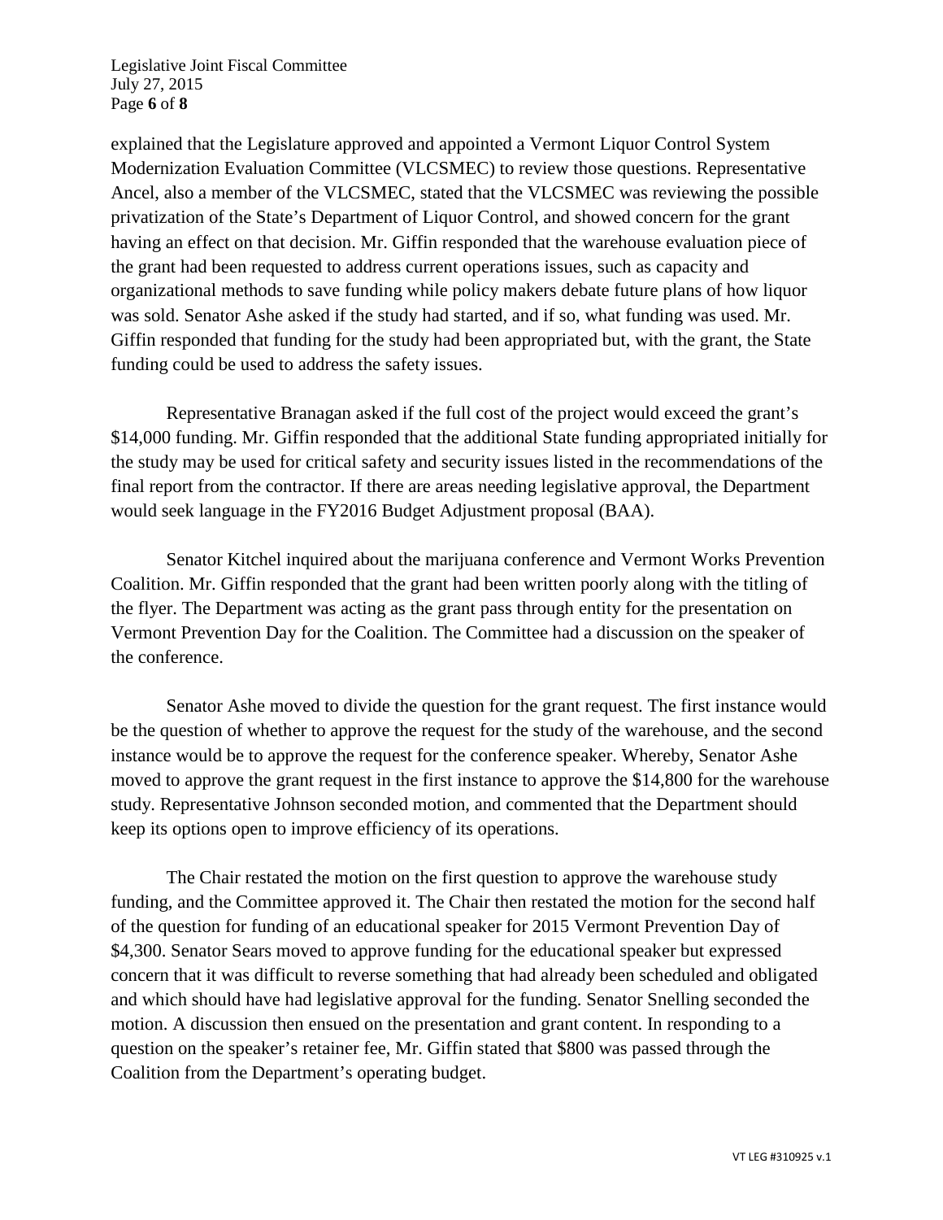explained that the Legislature approved and appointed a Vermont Liquor Control System Modernization Evaluation Committee (VLCSMEC) to review those questions. Representative Ancel, also a member of the VLCSMEC, stated that the VLCSMEC was reviewing the possible privatization of the State's Department of Liquor Control, and showed concern for the grant having an effect on that decision. Mr. Giffin responded that the warehouse evaluation piece of the grant had been requested to address current operations issues, such as capacity and organizational methods to save funding while policy makers debate future plans of how liquor was sold. Senator Ashe asked if the study had started, and if so, what funding was used. Mr. Giffin responded that funding for the study had been appropriated but, with the grant, the State funding could be used to address the safety issues.

Representative Branagan asked if the full cost of the project would exceed the grant's \$14,000 funding. Mr. Giffin responded that the additional State funding appropriated initially for the study may be used for critical safety and security issues listed in the recommendations of the final report from the contractor. If there are areas needing legislative approval, the Department would seek language in the FY2016 Budget Adjustment proposal (BAA).

Senator Kitchel inquired about the marijuana conference and Vermont Works Prevention Coalition. Mr. Giffin responded that the grant had been written poorly along with the titling of the flyer. The Department was acting as the grant pass through entity for the presentation on Vermont Prevention Day for the Coalition. The Committee had a discussion on the speaker of the conference.

Senator Ashe moved to divide the question for the grant request. The first instance would be the question of whether to approve the request for the study of the warehouse, and the second instance would be to approve the request for the conference speaker. Whereby, Senator Ashe moved to approve the grant request in the first instance to approve the \$14,800 for the warehouse study. Representative Johnson seconded motion, and commented that the Department should keep its options open to improve efficiency of its operations.

The Chair restated the motion on the first question to approve the warehouse study funding, and the Committee approved it. The Chair then restated the motion for the second half of the question for funding of an educational speaker for 2015 Vermont Prevention Day of \$4,300. Senator Sears moved to approve funding for the educational speaker but expressed concern that it was difficult to reverse something that had already been scheduled and obligated and which should have had legislative approval for the funding. Senator Snelling seconded the motion. A discussion then ensued on the presentation and grant content. In responding to a question on the speaker's retainer fee, Mr. Giffin stated that \$800 was passed through the Coalition from the Department's operating budget.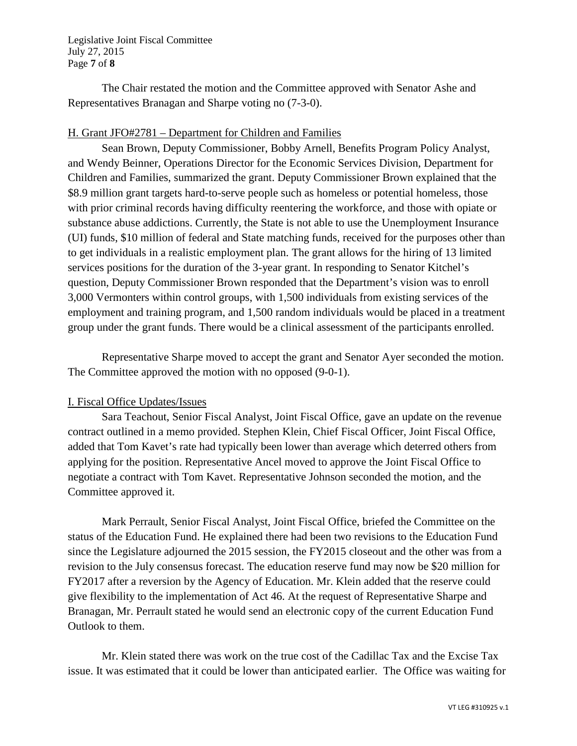The Chair restated the motion and the Committee approved with Senator Ashe and Representatives Branagan and Sharpe voting no (7-3-0).

H. Grant JFO#2781 – Department for Children and Families

Sean Brown, Deputy Commissioner, Bobby Arnell, Benefits Program Policy Analyst, and Wendy Beinner, Operations Director for the Economic Services Division, Department for Children and Families, summarized the grant. Deputy Commissioner Brown explained that the \$8.9 million grant targets hard-to-serve people such as homeless or potential homeless, those with prior criminal records having difficulty reentering the workforce, and those with opiate or substance abuse addictions. Currently, the State is not able to use the Unemployment Insurance (UI) funds, \$10 million of federal and State matching funds, received for the purposes other than to get individuals in a realistic employment plan. The grant allows for the hiring of 13 limited services positions for the duration of the 3-year grant. In responding to Senator Kitchel's question, Deputy Commissioner Brown responded that the Department's vision was to enroll 3,000 Vermonters within control groups, with 1,500 individuals from existing services of the employment and training program, and 1,500 random individuals would be placed in a treatment group under the grant funds. There would be a clinical assessment of the participants enrolled.

Representative Sharpe moved to accept the grant and Senator Ayer seconded the motion. The Committee approved the motion with no opposed (9-0-1).

I. Fiscal Office Updates/Issues

Sara Teachout, Senior Fiscal Analyst, Joint Fiscal Office, gave an update on the revenue contract outlined in a memo provided. Stephen Klein, Chief Fiscal Officer, Joint Fiscal Office, added that Tom Kavet's rate had typically been lower than average which deterred others from applying for the position. Representative Ancel moved to approve the Joint Fiscal Office to negotiate a contract with Tom Kavet. Representative Johnson seconded the motion, and the Committee approved it.

Mark Perrault, Senior Fiscal Analyst, Joint Fiscal Office, briefed the Committee on the status of the Education Fund. He explained there had been two revisions to the Education Fund since the Legislature adjourned the 2015 session, the FY2015 closeout and the other was from a revision to the July consensus forecast. The education reserve fund may now be \$20 million for FY2017 after a reversion by the Agency of Education. Mr. Klein added that the reserve could give flexibility to the implementation of Act 46. At the request of Representative Sharpe and Branagan, Mr. Perrault stated he would send an electronic copy of the current Education Fund Outlook to them.

Mr. Klein stated there was work on the true cost of the Cadillac Tax and the Excise Tax issue. It was estimated that it could be lower than anticipated earlier. The Office was waiting for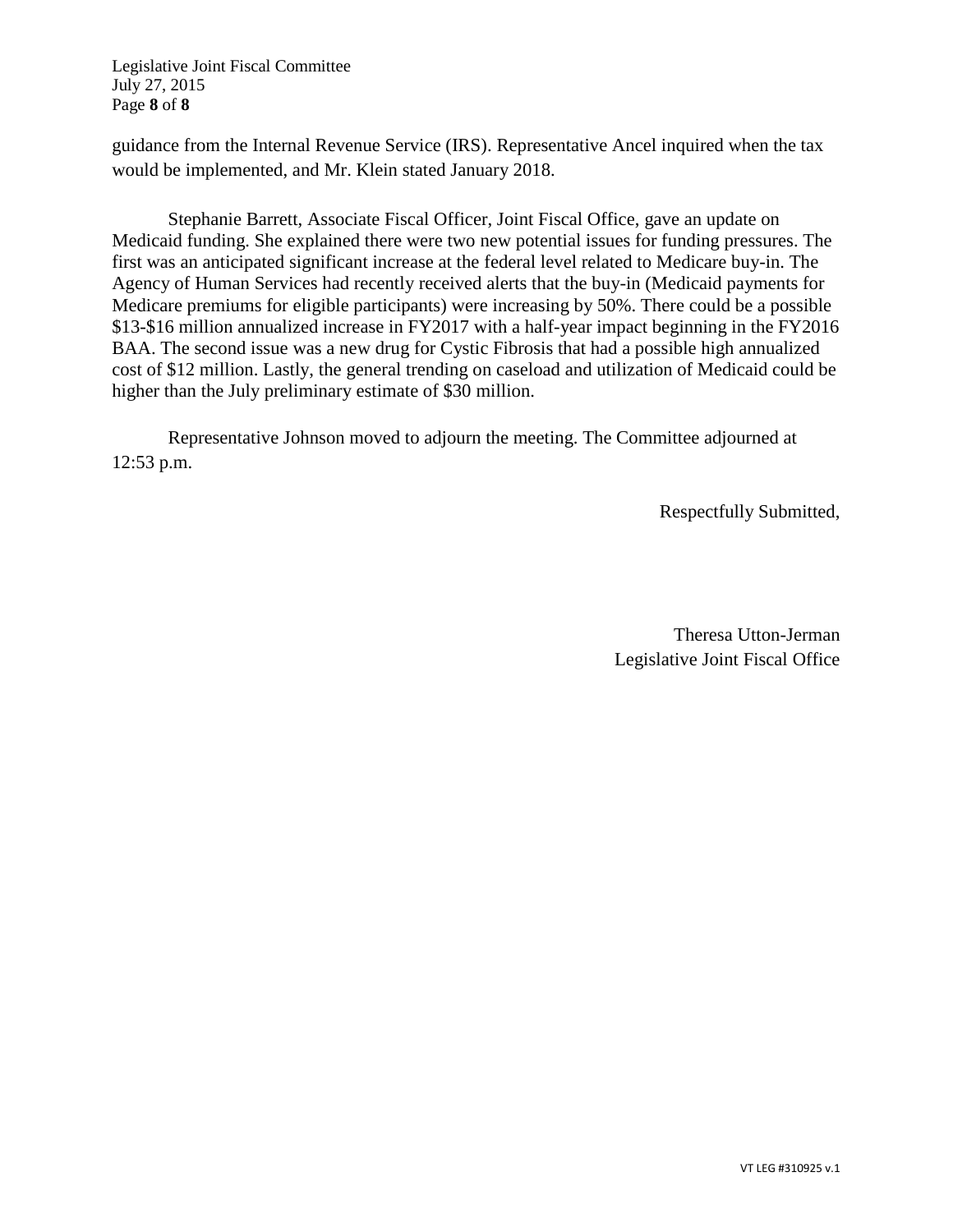guidance from the Internal Revenue Service (IRS). Representative Ancel inquired when the tax would be implemented, and Mr. Klein stated January 2018.

Stephanie Barrett, Associate Fiscal Officer, Joint Fiscal Office, gave an update on Medicaid funding. She explained there were two new potential issues for funding pressures. The first was an anticipated significant increase at the federal level related to Medicare buy-in. The Agency of Human Services had recently received alerts that the buy-in (Medicaid payments for Medicare premiums for eligible participants) were increasing by 50%. There could be a possible $13-$16 million annualized increase in FY2017 with a half-year impact beginning in the FY2016 BAA. The second issue was a new drug for Cystic Fibrosis that had a possible high annualized cost of $12 million. Lastly, the general trending on caseload and utilization of Medicaid could be higher than the July preliminary estimate of $30 million.

Representative Johnson moved to adjourn the meeting. The Committee adjourned at 12:53 p.m.

Respectfully Submitted,

Theresa Utton-Jerman
Legislative Joint Fiscal Office

VT LEG #310925 v.1